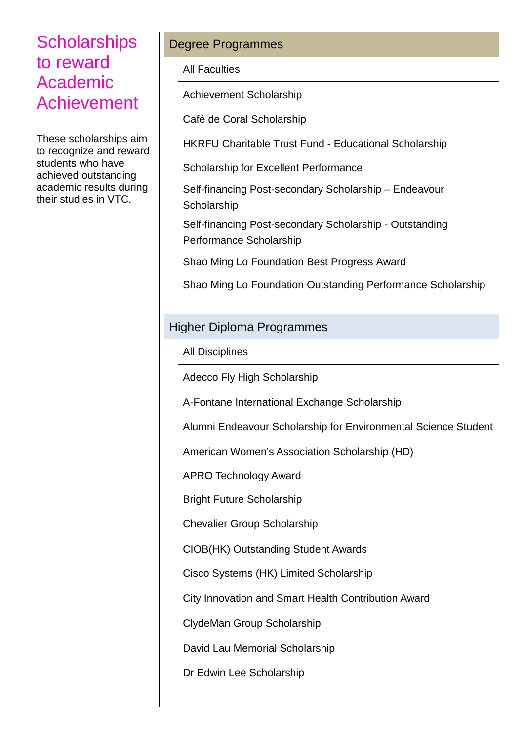# Scholarships to reward Academic Achievement

These scholarships aim to recognize and reward students who have achieved outstanding academic results during their studies in VTC.

## Degree Programmes

### All Faculties

- Achievement Scholarship
- Café de Coral Scholarship
- HKRFU Charitable Trust Fund - Educational Scholarship
- Scholarship for Excellent Performance
- Self-financing Post-secondary Scholarship – Endeavour Scholarship
- Self-financing Post-secondary Scholarship - Outstanding Performance Scholarship
- Shao Ming Lo Foundation Best Progress Award
- Shao Ming Lo Foundation Outstanding Performance Scholarship

## Higher Diploma Programmes

### All Disciplines

- Adecco Fly High Scholarship
- A-Fontane International Exchange Scholarship
- Alumni Endeavour Scholarship for Environmental Science Student
- American Women's Association Scholarship (HD)
- APRO Technology Award
- Bright Future Scholarship
- Chevalier Group Scholarship
- CIOB(HK) Outstanding Student Awards
- Cisco Systems (HK) Limited Scholarship
- City Innovation and Smart Health Contribution Award
- ClydeMan Group Scholarship
- David Lau Memorial Scholarship
- Dr Edwin Lee Scholarship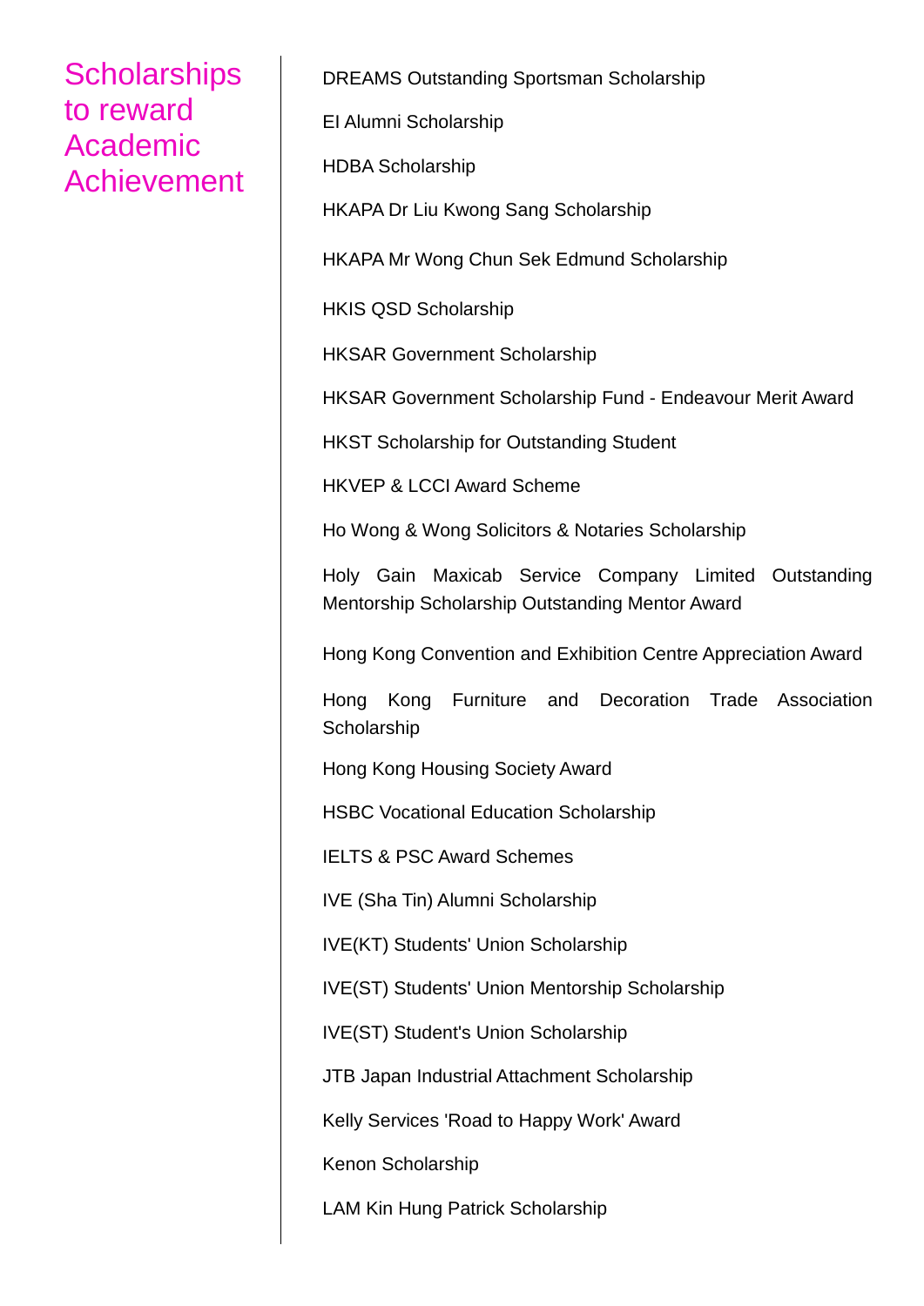## Scholarships to reward Academic Achievement

DREAMS Outstanding Sportsman Scholarship

EI Alumni Scholarship

HDBA Scholarship

HKAPA Dr Liu Kwong Sang Scholarship

HKAPA Mr Wong Chun Sek Edmund Scholarship

HKIS QSD Scholarship

HKSAR Government Scholarship

HKSAR Government Scholarship Fund - Endeavour Merit Award

HKST Scholarship for Outstanding Student

HKVEP & LCCI Award Scheme

Ho Wong & Wong Solicitors & Notaries Scholarship

Holy Gain Maxicab Service Company Limited Outstanding Mentorship Scholarship Outstanding Mentor Award

Hong Kong Convention and Exhibition Centre Appreciation Award

Hong Kong Furniture and Decoration Trade Association Scholarship

Hong Kong Housing Society Award

HSBC Vocational Education Scholarship

IELTS & PSC Award Schemes

IVE (Sha Tin) Alumni Scholarship

IVE(KT) Students' Union Scholarship

IVE(ST) Students' Union Mentorship Scholarship

IVE(ST) Student's Union Scholarship

JTB Japan Industrial Attachment Scholarship

Kelly Services 'Road to Happy Work' Award

Kenon Scholarship

LAM Kin Hung Patrick Scholarship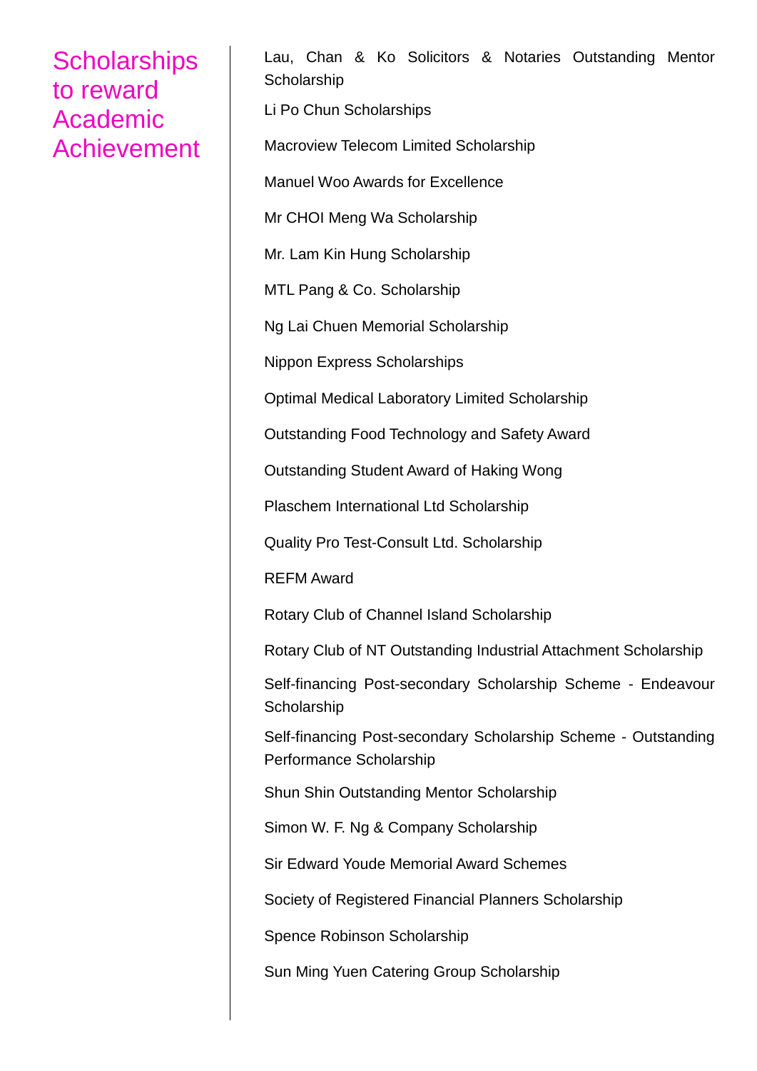## Scholarships to reward Academic Achievement

Lau, Chan & Ko Solicitors & Notaries Outstanding Mentor Scholarship

Li Po Chun Scholarships

Macroview Telecom Limited Scholarship

Manuel Woo Awards for Excellence

Mr CHOI Meng Wa Scholarship

Mr. Lam Kin Hung Scholarship

MTL Pang & Co. Scholarship

Ng Lai Chuen Memorial Scholarship

Nippon Express Scholarships

Optimal Medical Laboratory Limited Scholarship

Outstanding Food Technology and Safety Award

Outstanding Student Award of Haking Wong

Plaschem International Ltd Scholarship

Quality Pro Test-Consult Ltd. Scholarship

REFM Award

Rotary Club of Channel Island Scholarship

Rotary Club of NT Outstanding Industrial Attachment Scholarship

Self-financing Post-secondary Scholarship Scheme - Endeavour Scholarship

Self-financing Post-secondary Scholarship Scheme - Outstanding Performance Scholarship

Shun Shin Outstanding Mentor Scholarship

Simon W. F. Ng & Company Scholarship

Sir Edward Youde Memorial Award Schemes

Society of Registered Financial Planners Scholarship

Spence Robinson Scholarship

Sun Ming Yuen Catering Group Scholarship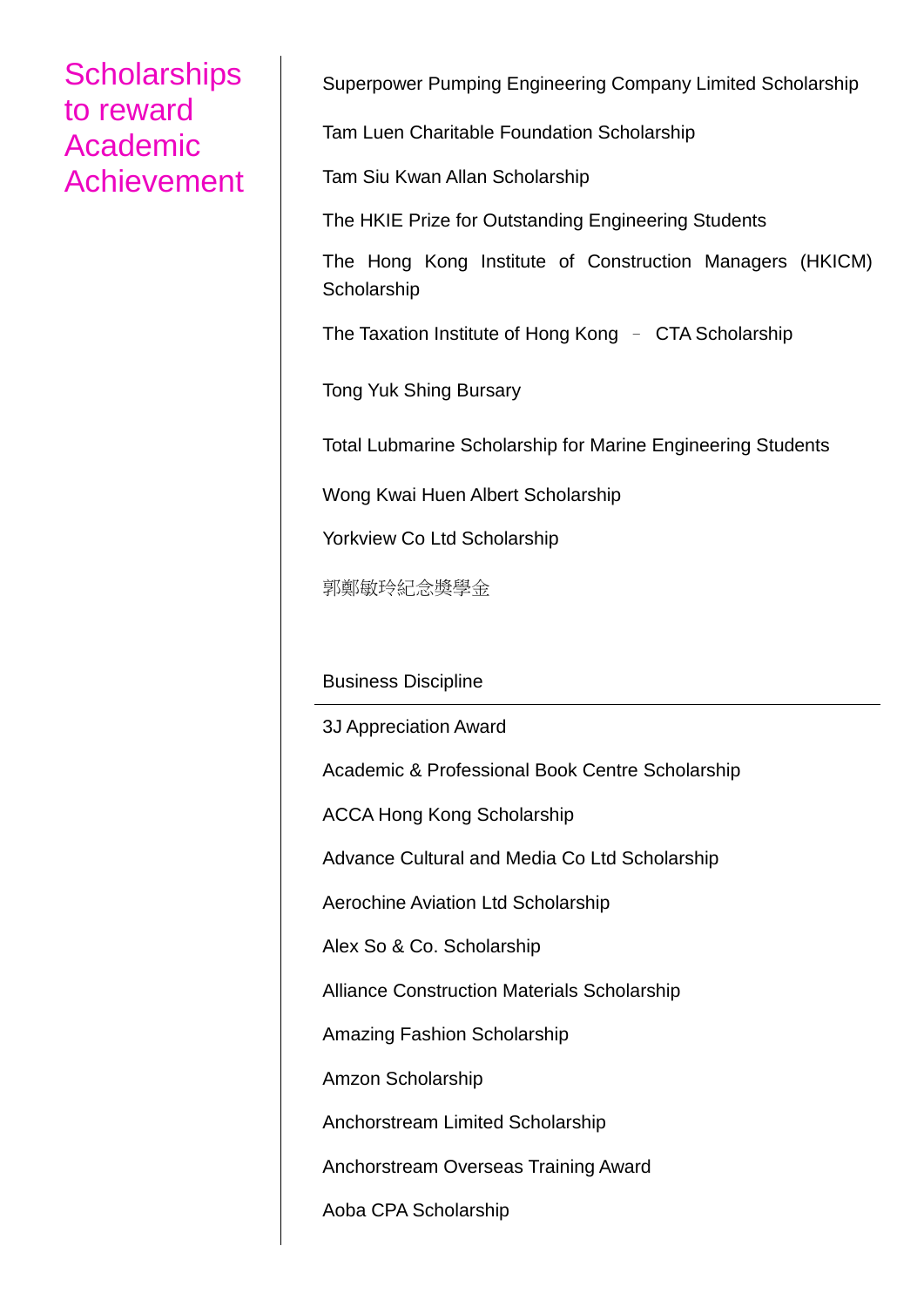# Scholarships to reward Academic Achievement

Superpower Pumping Engineering Company Limited Scholarship

Tam Luen Charitable Foundation Scholarship

Tam Siu Kwan Allan Scholarship

The HKIE Prize for Outstanding Engineering Students

The Hong Kong Institute of Construction Managers (HKICM) Scholarship

The Taxation Institute of Hong Kong – CTA Scholarship

Tong Yuk Shing Bursary

Total Lubmarine Scholarship for Marine Engineering Students

Wong Kwai Huen Albert Scholarship

Yorkview Co Ltd Scholarship

郭鄭敏玲紀念獎學金

## Business Discipline

3J Appreciation Award

Academic & Professional Book Centre Scholarship

ACCA Hong Kong Scholarship

Advance Cultural and Media Co Ltd Scholarship

Aerochine Aviation Ltd Scholarship

Alex So & Co. Scholarship

Alliance Construction Materials Scholarship

Amazing Fashion Scholarship

Amzon Scholarship

Anchorstream Limited Scholarship

Anchorstream Overseas Training Award

Aoba CPA Scholarship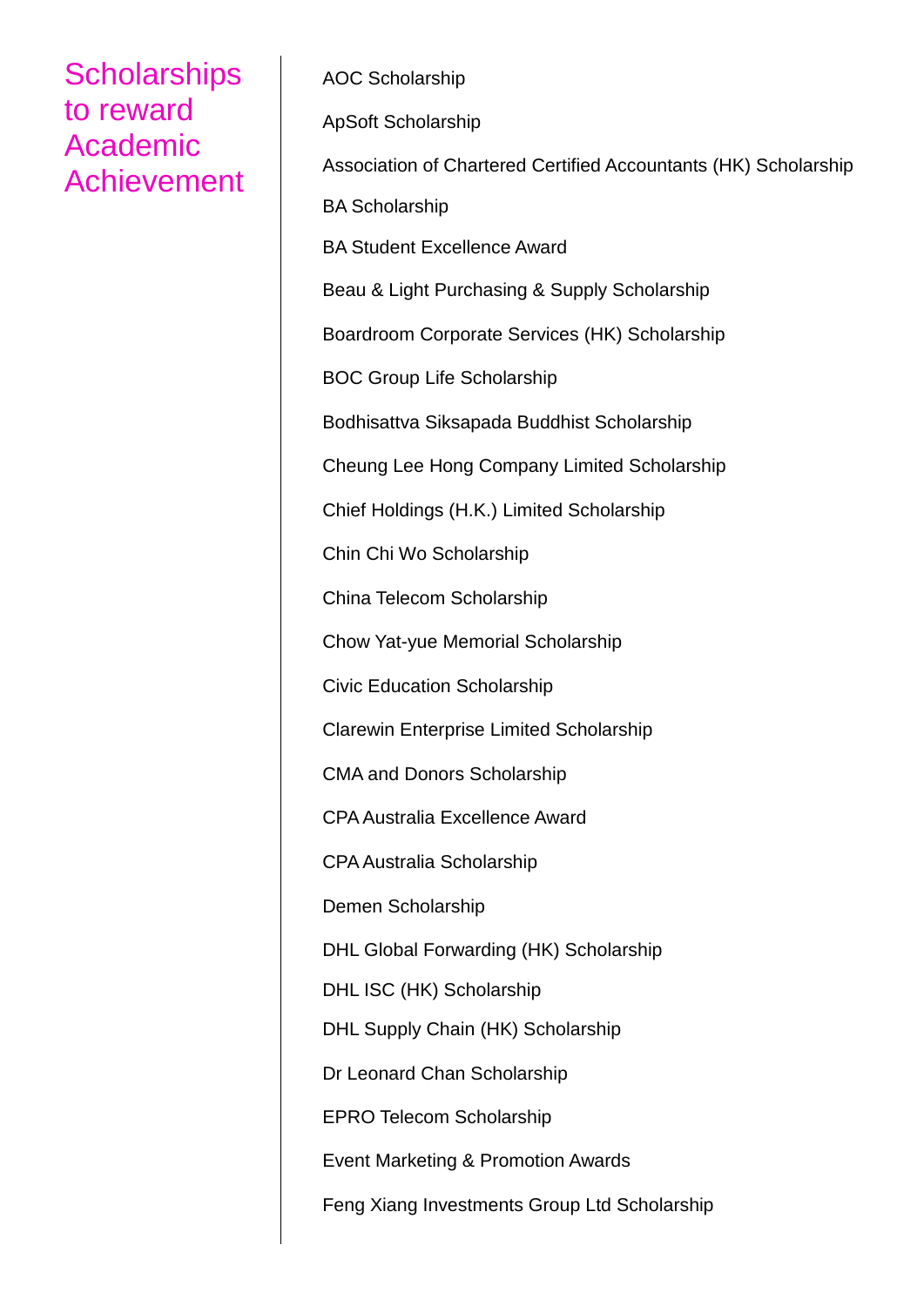# Scholarships to reward Academic Achievement

AOC Scholarship

ApSoft Scholarship

Association of Chartered Certified Accountants (HK) Scholarship

BA Scholarship

BA Student Excellence Award

Beau & Light Purchasing & Supply Scholarship

Boardroom Corporate Services (HK) Scholarship

BOC Group Life Scholarship

Bodhisattva Siksapada Buddhist Scholarship

Cheung Lee Hong Company Limited Scholarship

Chief Holdings (H.K.) Limited Scholarship

Chin Chi Wo Scholarship

China Telecom Scholarship

Chow Yat-yue Memorial Scholarship

Civic Education Scholarship

Clarewin Enterprise Limited Scholarship

CMA and Donors Scholarship

CPA Australia Excellence Award

CPA Australia Scholarship

Demen Scholarship

DHL Global Forwarding (HK) Scholarship

DHL ISC (HK) Scholarship

DHL Supply Chain (HK) Scholarship

Dr Leonard Chan Scholarship

EPRO Telecom Scholarship

Event Marketing & Promotion Awards

Feng Xiang Investments Group Ltd Scholarship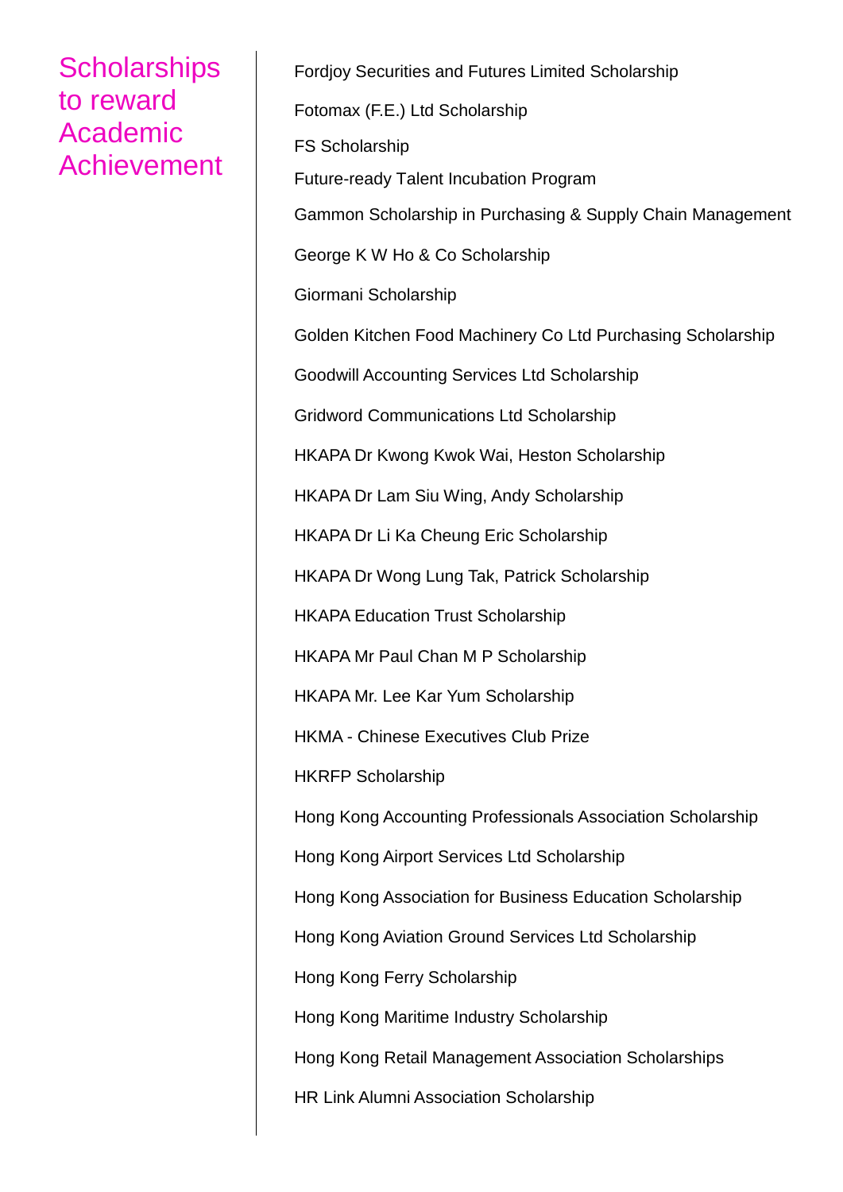# Scholarships to reward Academic Achievement

Fordjoy Securities and Futures Limited Scholarship

Fotomax (F.E.) Ltd Scholarship

FS Scholarship

Future-ready Talent Incubation Program

Gammon Scholarship in Purchasing & Supply Chain Management

George K W Ho & Co Scholarship

Giormani Scholarship

Golden Kitchen Food Machinery Co Ltd Purchasing Scholarship

Goodwill Accounting Services Ltd Scholarship

Gridword Communications Ltd Scholarship

HKAPA Dr Kwong Kwok Wai, Heston Scholarship

HKAPA Dr Lam Siu Wing, Andy Scholarship

HKAPA Dr Li Ka Cheung Eric Scholarship

HKAPA Dr Wong Lung Tak, Patrick Scholarship

HKAPA Education Trust Scholarship

HKAPA Mr Paul Chan M P Scholarship

HKAPA Mr. Lee Kar Yum Scholarship

HKMA - Chinese Executives Club Prize

HKRFP Scholarship

Hong Kong Accounting Professionals Association Scholarship

Hong Kong Airport Services Ltd Scholarship

Hong Kong Association for Business Education Scholarship

Hong Kong Aviation Ground Services Ltd Scholarship

Hong Kong Ferry Scholarship

Hong Kong Maritime Industry Scholarship

Hong Kong Retail Management Association Scholarships

HR Link Alumni Association Scholarship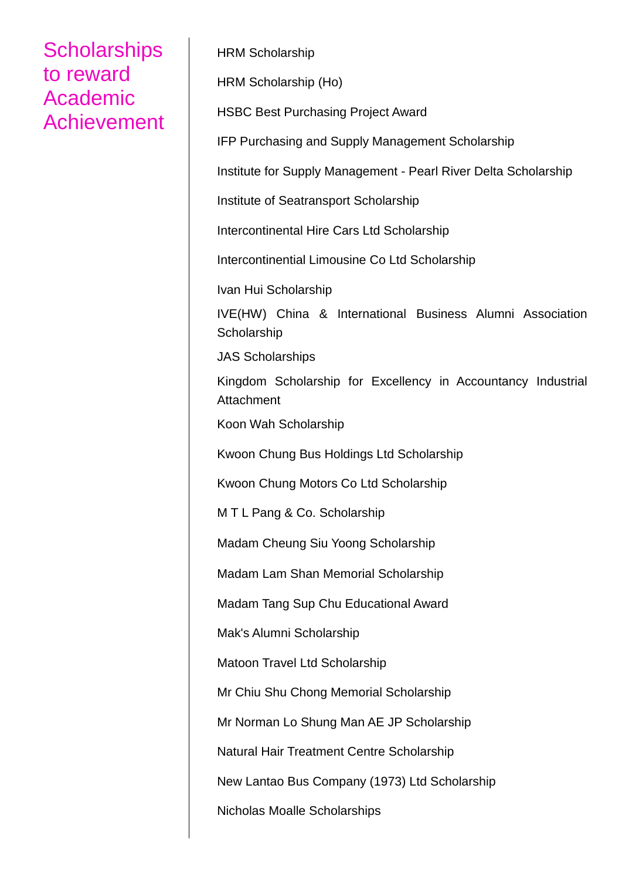# Scholarships to reward Academic Achievement

HRM Scholarship

HRM Scholarship (Ho)

HSBC Best Purchasing Project Award

IFP Purchasing and Supply Management Scholarship

Institute for Supply Management - Pearl River Delta Scholarship

Institute of Seatransport Scholarship

Intercontinental Hire Cars Ltd Scholarship

Intercontinential Limousine Co Ltd Scholarship

Ivan Hui Scholarship

IVE(HW) China & International Business Alumni Association Scholarship

JAS Scholarships

Kingdom Scholarship for Excellency in Accountancy Industrial Attachment

Koon Wah Scholarship

Kwoon Chung Bus Holdings Ltd Scholarship

Kwoon Chung Motors Co Ltd Scholarship

M T L Pang & Co. Scholarship

Madam Cheung Siu Yoong Scholarship

Madam Lam Shan Memorial Scholarship

Madam Tang Sup Chu Educational Award

Mak's Alumni Scholarship

Matoon Travel Ltd Scholarship

Mr Chiu Shu Chong Memorial Scholarship

Mr Norman Lo Shung Man AE JP Scholarship

Natural Hair Treatment Centre Scholarship

New Lantao Bus Company (1973) Ltd Scholarship

Nicholas Moalle Scholarships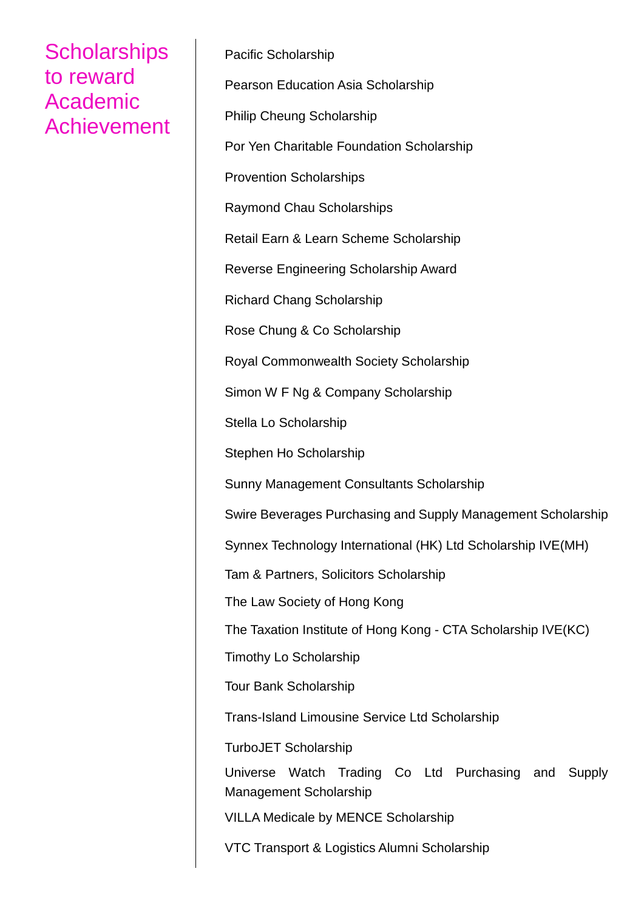# Scholarships to reward Academic Achievement

Pacific Scholarship

Pearson Education Asia Scholarship

Philip Cheung Scholarship

Por Yen Charitable Foundation Scholarship

Provention Scholarships

Raymond Chau Scholarships

Retail Earn & Learn Scheme Scholarship

Reverse Engineering Scholarship Award

Richard Chang Scholarship

Rose Chung & Co Scholarship

Royal Commonwealth Society Scholarship

Simon W F Ng & Company Scholarship

Stella Lo Scholarship

Stephen Ho Scholarship

Sunny Management Consultants Scholarship

Swire Beverages Purchasing and Supply Management Scholarship

Synnex Technology International (HK) Ltd Scholarship IVE(MH)

Tam & Partners, Solicitors Scholarship

The Law Society of Hong Kong

The Taxation Institute of Hong Kong - CTA Scholarship IVE(KC)

Timothy Lo Scholarship

Tour Bank Scholarship

Trans-Island Limousine Service Ltd Scholarship

TurboJET Scholarship

Universe Watch Trading Co Ltd Purchasing and Supply Management Scholarship

VILLA Medicale by MENCE Scholarship

VTC Transport & Logistics Alumni Scholarship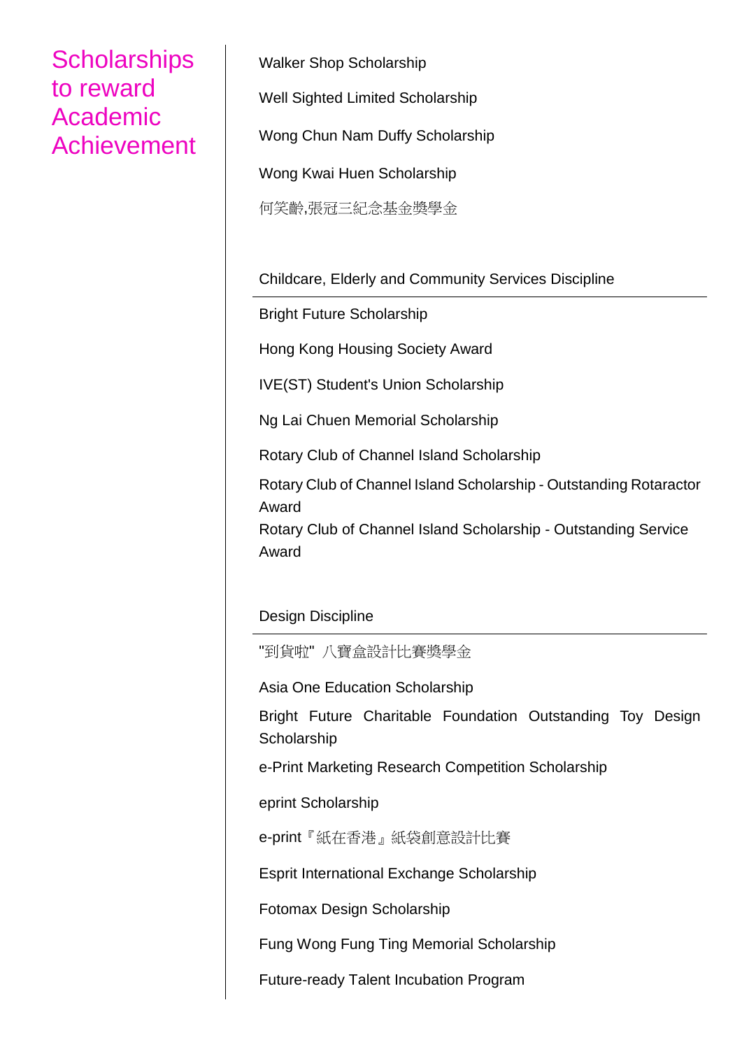# Scholarships to reward Academic Achievement

Walker Shop Scholarship

Well Sighted Limited Scholarship

Wong Chun Nam Duffy Scholarship

Wong Kwai Huen Scholarship

何笑齡,張冠三紀念基金獎學金

## Childcare, Elderly and Community Services Discipline

Bright Future Scholarship

Hong Kong Housing Society Award

IVE(ST) Student's Union Scholarship

Ng Lai Chuen Memorial Scholarship

Rotary Club of Channel Island Scholarship

Rotary Club of Channel Island Scholarship - Outstanding Rotaractor Award

Rotary Club of Channel Island Scholarship - Outstanding Service Award

## Design Discipline

"到貨啦" 八寶盒設計比賽獎學金

Asia One Education Scholarship

Bright Future Charitable Foundation Outstanding Toy Design Scholarship

e-Print Marketing Research Competition Scholarship

eprint Scholarship

e-print『紙在香港』紙袋創意設計比賽

Esprit International Exchange Scholarship

Fotomax Design Scholarship

Fung Wong Fung Ting Memorial Scholarship

Future-ready Talent Incubation Program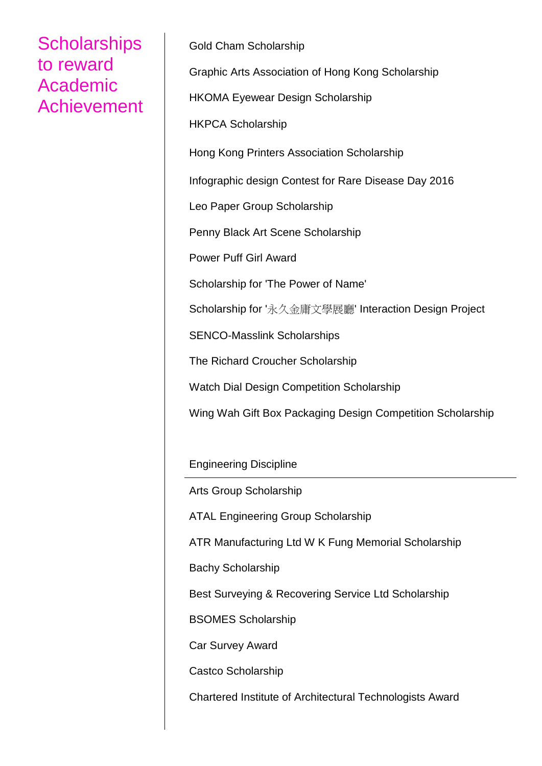# Scholarships to reward Academic Achievement

Gold Cham Scholarship

Graphic Arts Association of Hong Kong Scholarship

HKOMA Eyewear Design Scholarship

HKPCA Scholarship

Hong Kong Printers Association Scholarship

Infographic design Contest for Rare Disease Day 2016

Leo Paper Group Scholarship

Penny Black Art Scene Scholarship

Power Puff Girl Award

Scholarship for 'The Power of Name'

Scholarship for '永久金庸文學展廳' Interaction Design Project

SENCO-Masslink Scholarships

The Richard Croucher Scholarship

Watch Dial Design Competition Scholarship

Wing Wah Gift Box Packaging Design Competition Scholarship

## Engineering Discipline

Arts Group Scholarship

ATAL Engineering Group Scholarship

ATR Manufacturing Ltd W K Fung Memorial Scholarship

Bachy Scholarship

Best Surveying & Recovering Service Ltd Scholarship

BSOMES Scholarship

Car Survey Award

Castco Scholarship

Chartered Institute of Architectural Technologists Award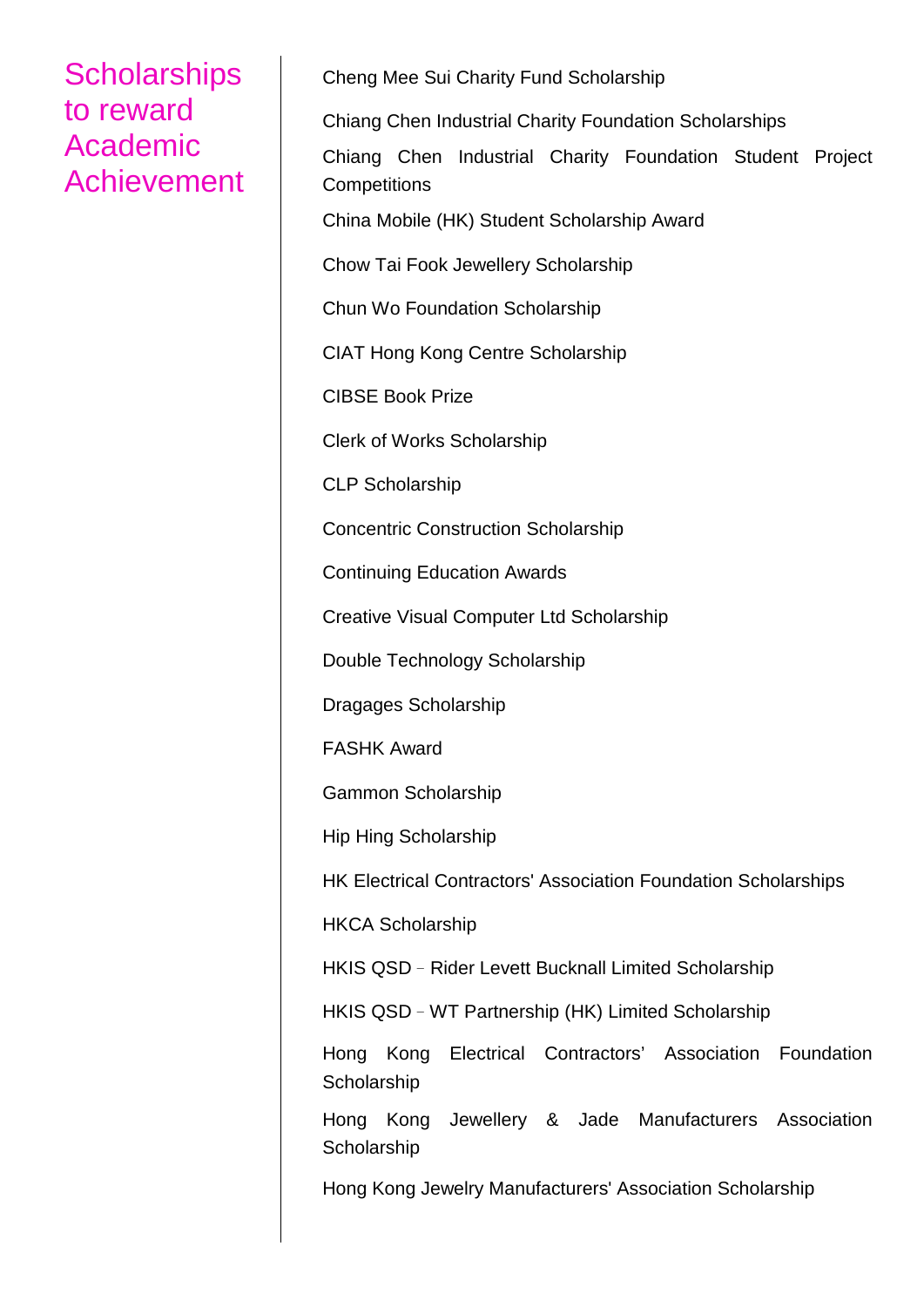## Scholarships to reward Academic Achievement

Cheng Mee Sui Charity Fund Scholarship

Chiang Chen Industrial Charity Foundation Scholarships

Chiang Chen Industrial Charity Foundation Student Project Competitions

China Mobile (HK) Student Scholarship Award

Chow Tai Fook Jewellery Scholarship

Chun Wo Foundation Scholarship

CIAT Hong Kong Centre Scholarship

CIBSE Book Prize

Clerk of Works Scholarship

CLP Scholarship

Concentric Construction Scholarship

Continuing Education Awards

Creative Visual Computer Ltd Scholarship

Double Technology Scholarship

Dragages Scholarship

FASHK Award

Gammon Scholarship

Hip Hing Scholarship

HK Electrical Contractors' Association Foundation Scholarships

HKCA Scholarship

HKIS QSD – Rider Levett Bucknall Limited Scholarship

HKIS QSD – WT Partnership (HK) Limited Scholarship

Hong Kong Electrical Contractors' Association Foundation Scholarship

Hong Kong Jewellery & Jade Manufacturers Association Scholarship

Hong Kong Jewelry Manufacturers' Association Scholarship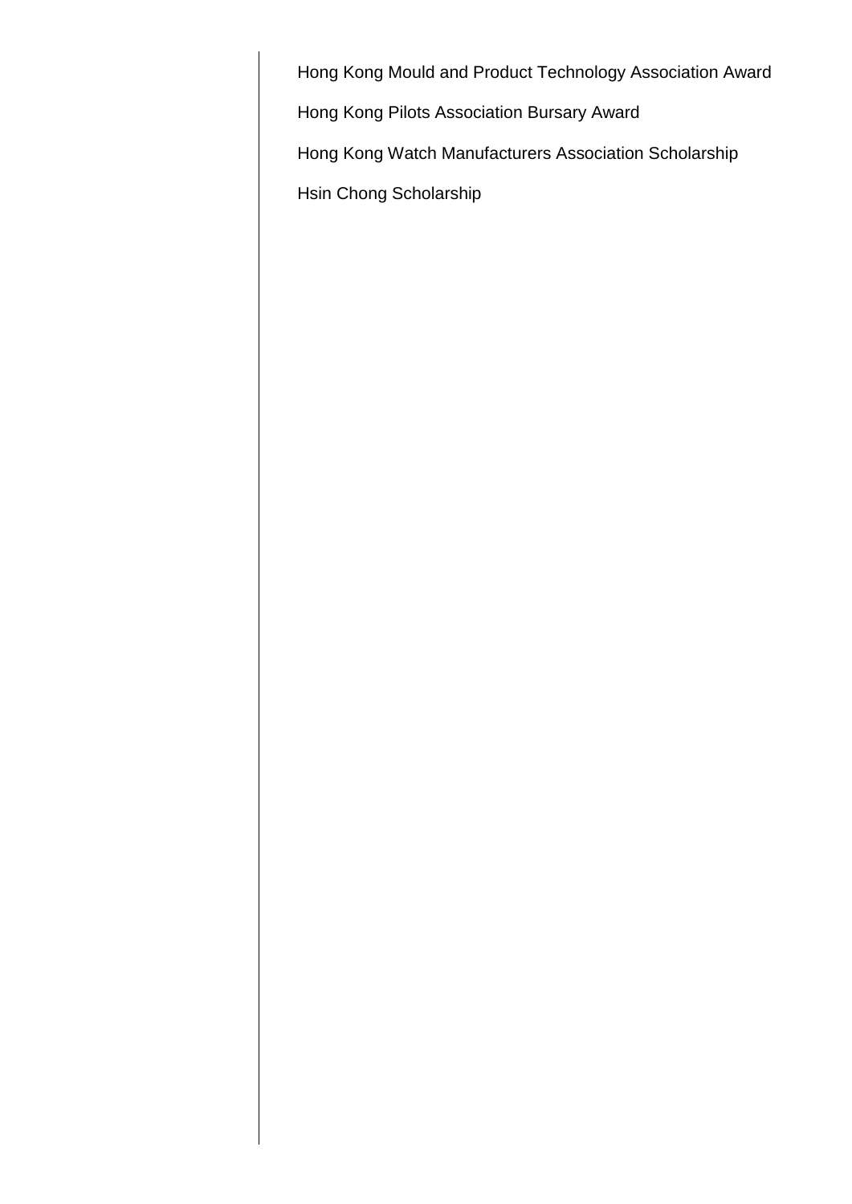Hong Kong Mould and Product Technology Association Award

Hong Kong Pilots Association Bursary Award

Hong Kong Watch Manufacturers Association Scholarship

Hsin Chong Scholarship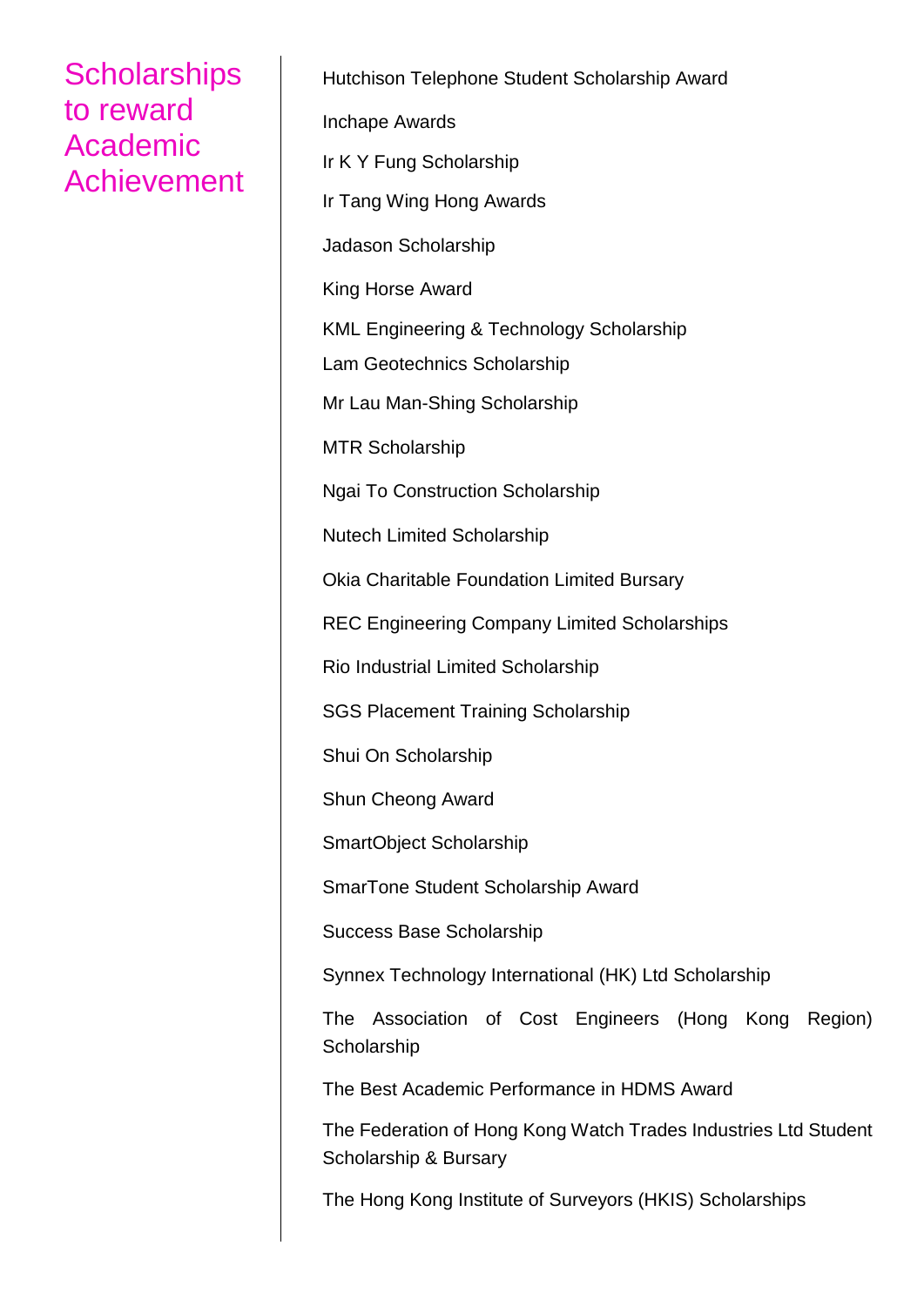## Scholarships to reward Academic Achievement

Hutchison Telephone Student Scholarship Award

Inchape Awards

Ir K Y Fung Scholarship

Ir Tang Wing Hong Awards

Jadason Scholarship

King Horse Award

KML Engineering & Technology Scholarship

Lam Geotechnics Scholarship

Mr Lau Man-Shing Scholarship

MTR Scholarship

Ngai To Construction Scholarship

Nutech Limited Scholarship

Okia Charitable Foundation Limited Bursary

REC Engineering Company Limited Scholarships

Rio Industrial Limited Scholarship

SGS Placement Training Scholarship

Shui On Scholarship

Shun Cheong Award

SmartObject Scholarship

SmarTone Student Scholarship Award

Success Base Scholarship

Synnex Technology International (HK) Ltd Scholarship

The Association of Cost Engineers (Hong Kong Region) Scholarship

The Best Academic Performance in HDMS Award

The Federation of Hong Kong Watch Trades Industries Ltd Student Scholarship & Bursary

The Hong Kong Institute of Surveyors (HKIS) Scholarships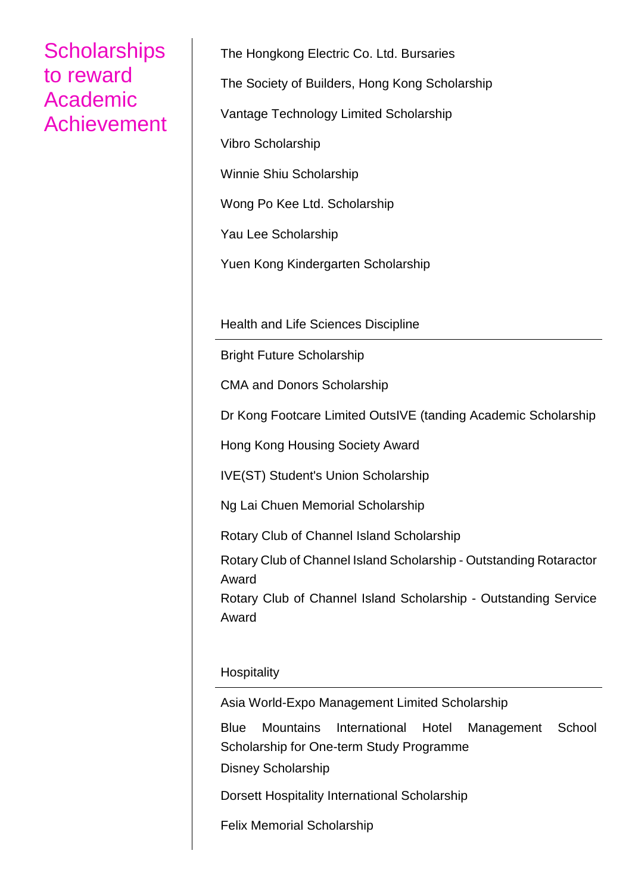# Scholarships to reward Academic Achievement

The Hongkong Electric Co. Ltd. Bursaries

The Society of Builders, Hong Kong Scholarship

Vantage Technology Limited Scholarship

Vibro Scholarship

Winnie Shiu Scholarship

Wong Po Kee Ltd. Scholarship

Yau Lee Scholarship

Yuen Kong Kindergarten Scholarship

## Health and Life Sciences Discipline

Bright Future Scholarship

CMA and Donors Scholarship

Dr Kong Footcare Limited OutsIVE (tanding Academic Scholarship

Hong Kong Housing Society Award

IVE(ST) Student's Union Scholarship

Ng Lai Chuen Memorial Scholarship

Rotary Club of Channel Island Scholarship

Rotary Club of Channel Island Scholarship - Outstanding Rotaractor Award

Rotary Club of Channel Island Scholarship - Outstanding Service Award

## Hospitality

Asia World-Expo Management Limited Scholarship

Blue Mountains International Hotel Management School Scholarship for One-term Study Programme

Disney Scholarship

Dorsett Hospitality International Scholarship

Felix Memorial Scholarship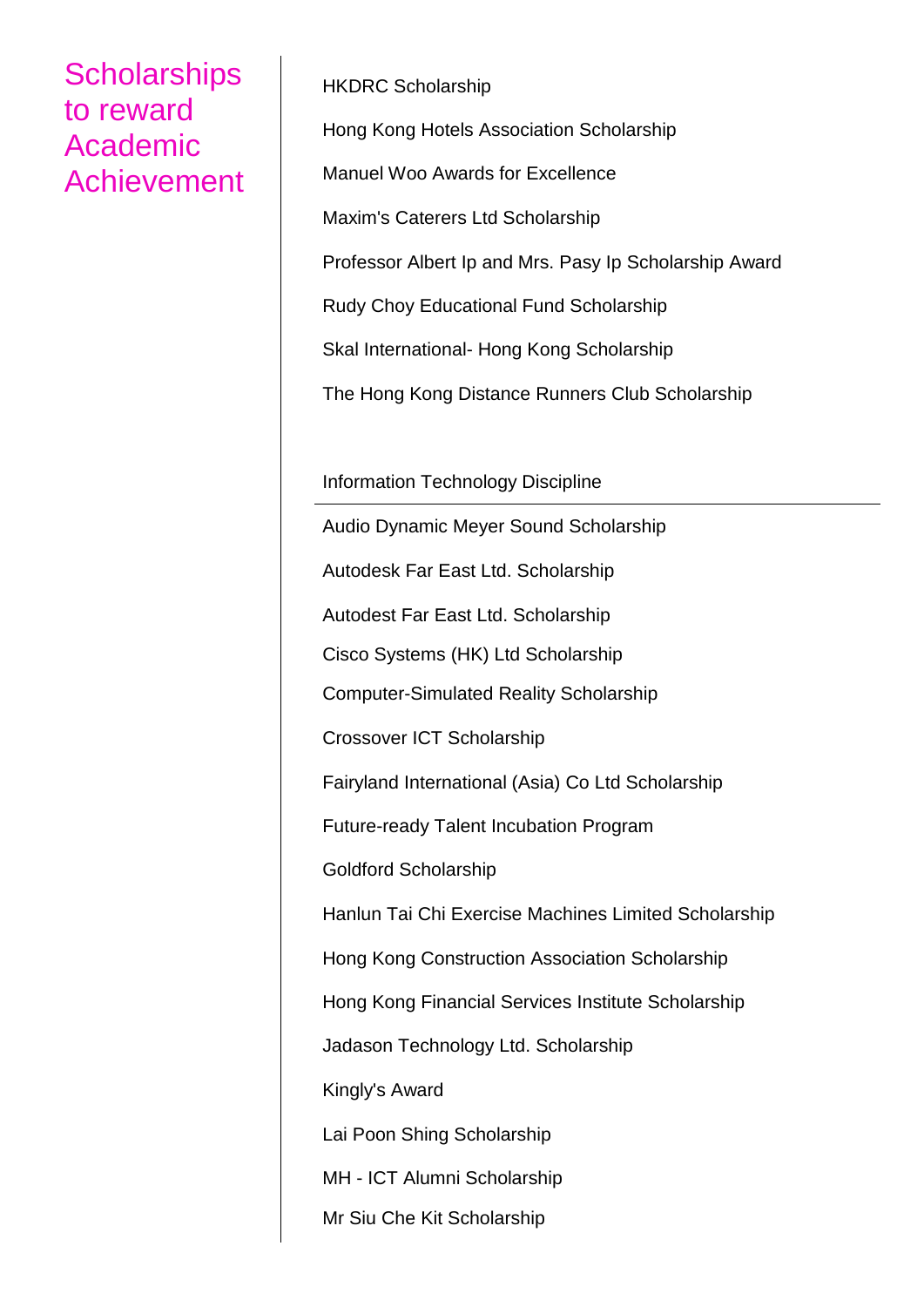# Scholarships to reward Academic Achievement

HKDRC Scholarship

Hong Kong Hotels Association Scholarship

Manuel Woo Awards for Excellence

Maxim's Caterers Ltd Scholarship

Professor Albert Ip and Mrs. Pasy Ip Scholarship Award

Rudy Choy Educational Fund Scholarship

Skal International- Hong Kong Scholarship

The Hong Kong Distance Runners Club Scholarship

## Information Technology Discipline

Audio Dynamic Meyer Sound Scholarship

Autodesk Far East Ltd. Scholarship

Autodest Far East Ltd. Scholarship

Cisco Systems (HK) Ltd Scholarship

Computer-Simulated Reality Scholarship

Crossover ICT Scholarship

Fairyland International (Asia) Co Ltd Scholarship

Future-ready Talent Incubation Program

Goldford Scholarship

Hanlun Tai Chi Exercise Machines Limited Scholarship

Hong Kong Construction Association Scholarship

Hong Kong Financial Services Institute Scholarship

Jadason Technology Ltd. Scholarship

Kingly's Award

Lai Poon Shing Scholarship

MH - ICT Alumni Scholarship

Mr Siu Che Kit Scholarship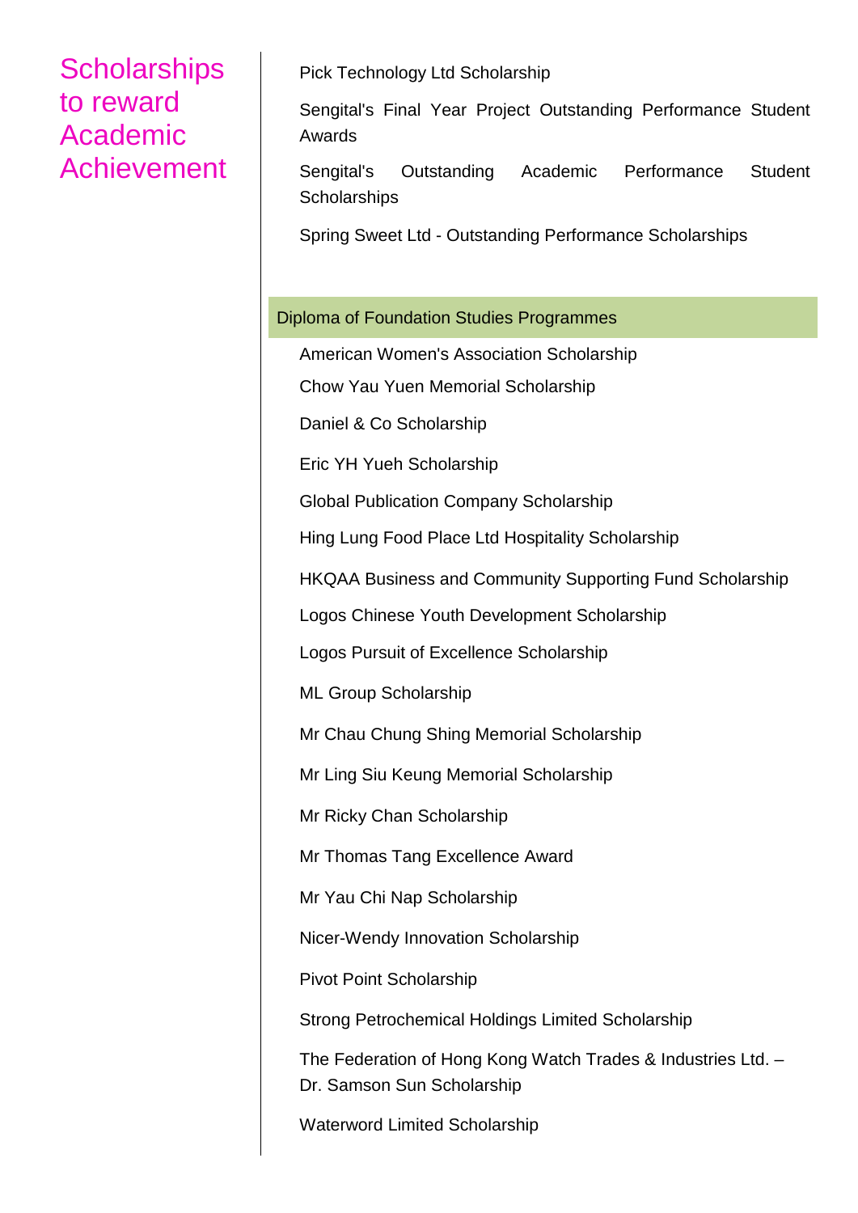# Scholarships to reward Academic Achievement

Pick Technology Ltd Scholarship

Sengital's Final Year Project Outstanding Performance Student Awards

Sengital's Outstanding Academic Performance Student Scholarships

Spring Sweet Ltd - Outstanding Performance Scholarships

## Diploma of Foundation Studies Programmes

American Women's Association Scholarship

Chow Yau Yuen Memorial Scholarship

Daniel & Co Scholarship

Eric YH Yueh Scholarship

Global Publication Company Scholarship

Hing Lung Food Place Ltd Hospitality Scholarship

HKQAA Business and Community Supporting Fund Scholarship

Logos Chinese Youth Development Scholarship

Logos Pursuit of Excellence Scholarship

ML Group Scholarship

Mr Chau Chung Shing Memorial Scholarship

Mr Ling Siu Keung Memorial Scholarship

Mr Ricky Chan Scholarship

Mr Thomas Tang Excellence Award

Mr Yau Chi Nap Scholarship

Nicer-Wendy Innovation Scholarship

Pivot Point Scholarship

Strong Petrochemical Holdings Limited Scholarship

The Federation of Hong Kong Watch Trades & Industries Ltd. – Dr. Samson Sun Scholarship

Waterword Limited Scholarship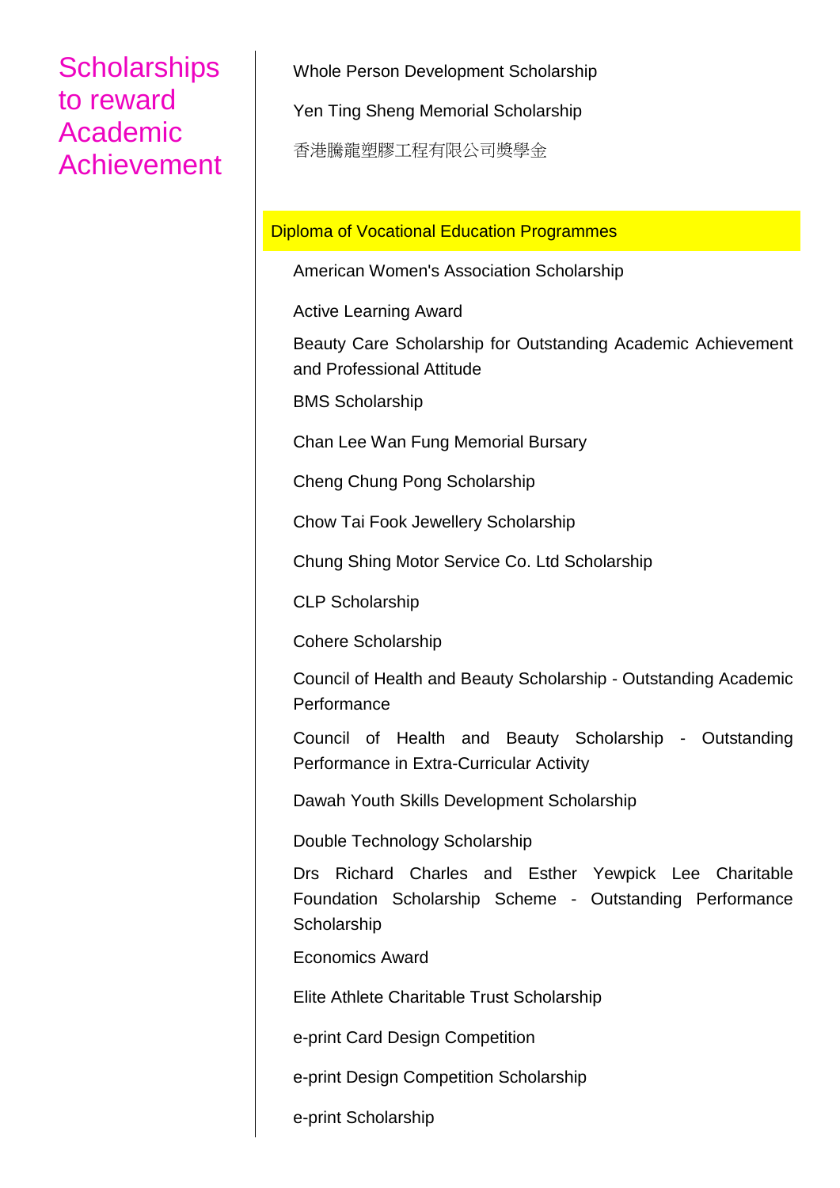# Scholarships to reward Academic Achievement

Whole Person Development Scholarship

Yen Ting Sheng Memorial Scholarship

香港騰龍塑膠工程有限公司獎學金

## Diploma of Vocational Education Programmes

American Women's Association Scholarship

Active Learning Award

Beauty Care Scholarship for Outstanding Academic Achievement and Professional Attitude

BMS Scholarship

Chan Lee Wan Fung Memorial Bursary

Cheng Chung Pong Scholarship

Chow Tai Fook Jewellery Scholarship

Chung Shing Motor Service Co. Ltd Scholarship

CLP Scholarship

Cohere Scholarship

Council of Health and Beauty Scholarship - Outstanding Academic Performance

Council of Health and Beauty Scholarship - Outstanding Performance in Extra-Curricular Activity

Dawah Youth Skills Development Scholarship

Double Technology Scholarship

Drs Richard Charles and Esther Yewpick Lee Charitable Foundation Scholarship Scheme - Outstanding Performance Scholarship

Economics Award

Elite Athlete Charitable Trust Scholarship

e-print Card Design Competition

e-print Design Competition Scholarship

e-print Scholarship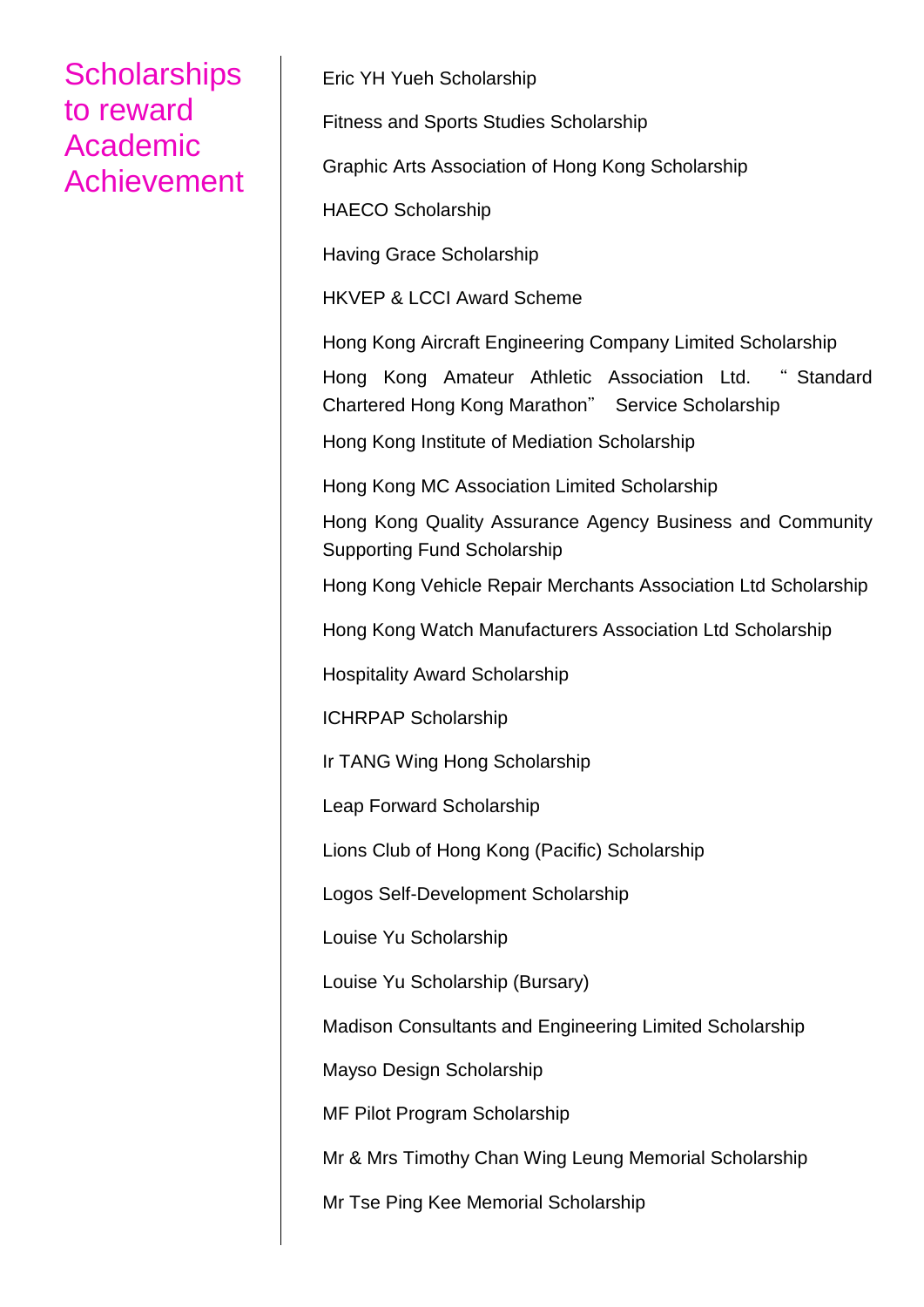## Scholarships to reward Academic Achievement

Eric YH Yueh Scholarship

Fitness and Sports Studies Scholarship

Graphic Arts Association of Hong Kong Scholarship

HAECO Scholarship

Having Grace Scholarship

HKVEP & LCCI Award Scheme

Hong Kong Aircraft Engineering Company Limited Scholarship

Hong Kong Amateur Athletic Association Ltd. “Standard Chartered Hong Kong Marathon” Service Scholarship

Hong Kong Institute of Mediation Scholarship

Hong Kong MC Association Limited Scholarship

Hong Kong Quality Assurance Agency Business and Community Supporting Fund Scholarship

Hong Kong Vehicle Repair Merchants Association Ltd Scholarship

Hong Kong Watch Manufacturers Association Ltd Scholarship

Hospitality Award Scholarship

ICHRPAP Scholarship

Ir TANG Wing Hong Scholarship

Leap Forward Scholarship

Lions Club of Hong Kong (Pacific) Scholarship

Logos Self-Development Scholarship

Louise Yu Scholarship

Louise Yu Scholarship (Bursary)

Madison Consultants and Engineering Limited Scholarship

Mayso Design Scholarship

MF Pilot Program Scholarship

Mr & Mrs Timothy Chan Wing Leung Memorial Scholarship

Mr Tse Ping Kee Memorial Scholarship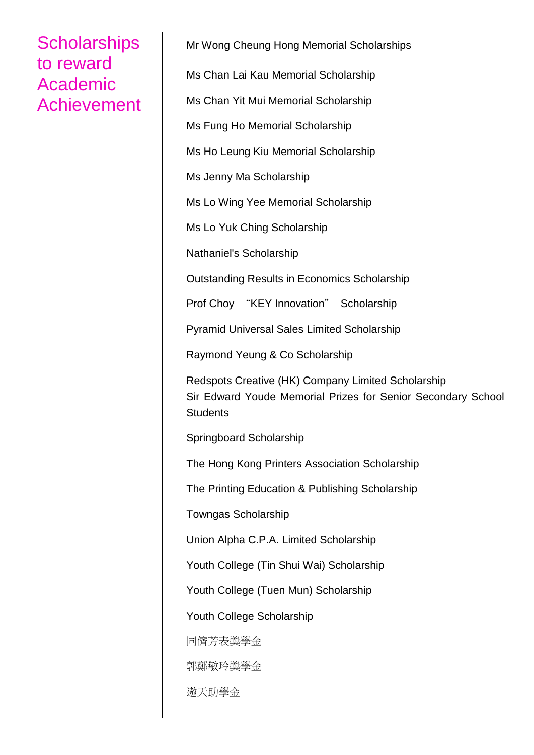# Scholarships to reward Academic Achievement

Mr Wong Cheung Hong Memorial Scholarships

Ms Chan Lai Kau Memorial Scholarship

Ms Chan Yit Mui Memorial Scholarship

Ms Fung Ho Memorial Scholarship

Ms Ho Leung Kiu Memorial Scholarship

Ms Jenny Ma Scholarship

Ms Lo Wing Yee Memorial Scholarship

Ms Lo Yuk Ching Scholarship

Nathaniel's Scholarship

Outstanding Results in Economics Scholarship

Prof Choy “KEY Innovation” Scholarship

Pyramid Universal Sales Limited Scholarship

Raymond Yeung & Co Scholarship

Redspots Creative (HK) Company Limited Scholarship

Sir Edward Youde Memorial Prizes for Senior Secondary School Students

Springboard Scholarship

The Hong Kong Printers Association Scholarship

The Printing Education & Publishing Scholarship

Towngas Scholarship

Union Alpha C.P.A. Limited Scholarship

Youth College (Tin Shui Wai) Scholarship

Youth College (Tuen Mun) Scholarship

Youth College Scholarship

同儕芳表獎學金

郭鄭敏玲獎學金

遨天助學金